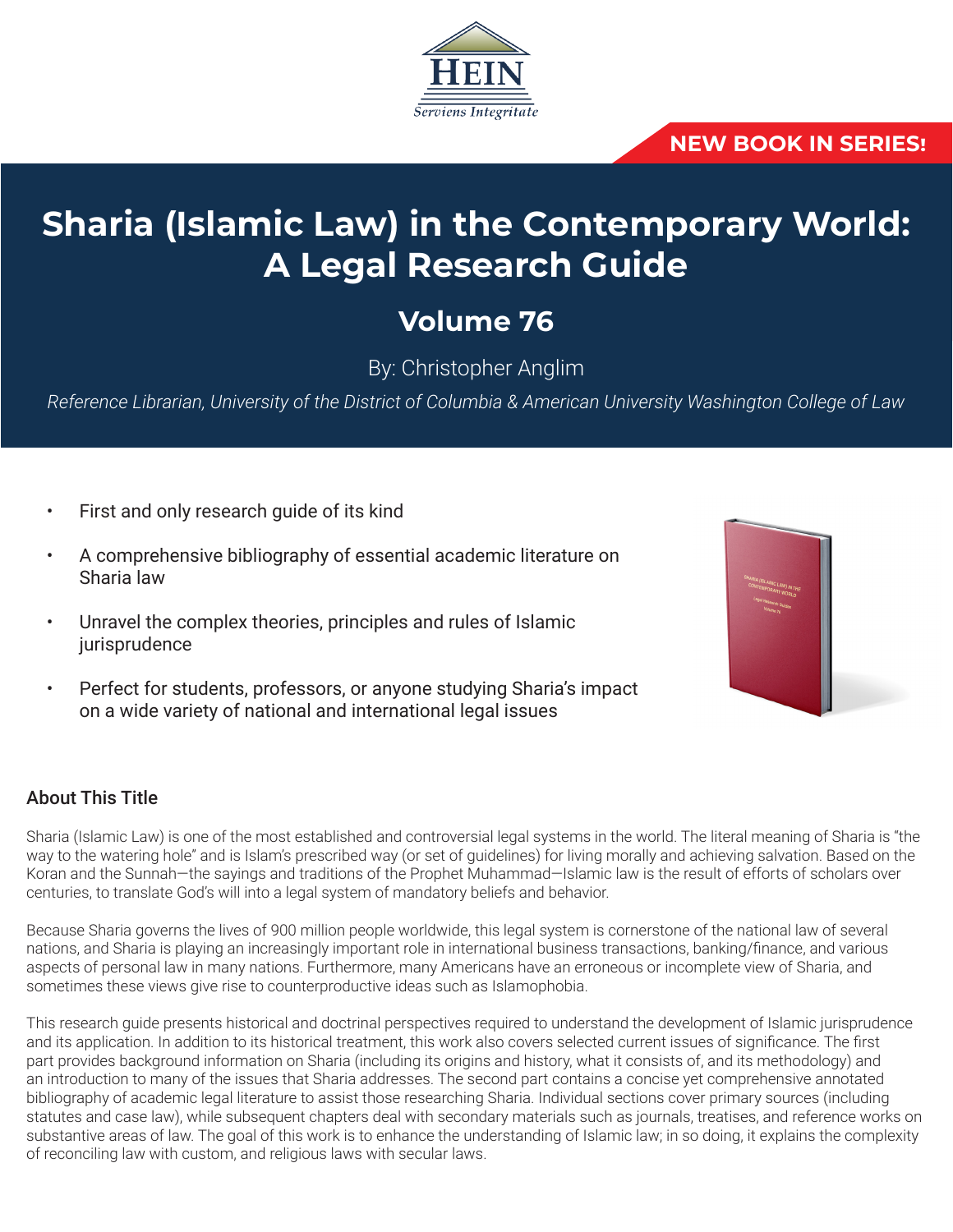HEIN

*Serviens Integritate*

**NEW BOOK IN SERIES!**

# Sharia (Islamic Law) in the Contemporary World: A Legal Research Guide

## Volume 76

By: Christopher Anglim

*Reference Librarian, University of the District of Columbia & American University Washington College of Law*

- First and only research guide of its kind
- A comprehensive bibliography of essential academic literature on Sharia law
- Unravel the complex theories, principles and rules of Islamic jurisprudence
- Perfect for students, professors, or anyone studying Sharia's impact on a wide variety of national and international legal issues

### About This Title

Sharia (Islamic Law) is one of the most established and controversial legal systems in the world. The literal meaning of Sharia is "the way to the watering hole" and is Islam's prescribed way (or set of guidelines) for living morally and achieving salvation. Based on the Koran and the Sunnah—the sayings and traditions of the Prophet Muhammad—Islamic law is the result of efforts of scholars over centuries, to translate God's will into a legal system of mandatory beliefs and behavior.

Because Sharia governs the lives of 900 million people worldwide, this legal system is cornerstone of the national law of several nations, and Sharia is playing an increasingly important role in international business transactions, banking/finance, and various aspects of personal law in many nations. Furthermore, many Americans have an erroneous or incomplete view of Sharia, and sometimes these views give rise to counterproductive ideas such as Islamophobia.

This research guide presents historical and doctrinal perspectives required to understand the development of Islamic jurisprudence and its application. In addition to its historical treatment, this work also covers selected current issues of significance. The first part provides background information on Sharia (including its origins and history, what it consists of, and its methodology) and an introduction to many of the issues that Sharia addresses. The second part contains a concise yet comprehensive annotated bibliography of academic legal literature to assist those researching Sharia. Individual sections cover primary sources (including statutes and case law), while subsequent chapters deal with secondary materials such as journals, treatises, and reference works on substantive areas of law. The goal of this work is to enhance the understanding of Islamic law; in so doing, it explains the complexity of reconciling law with custom, and religious laws with secular laws.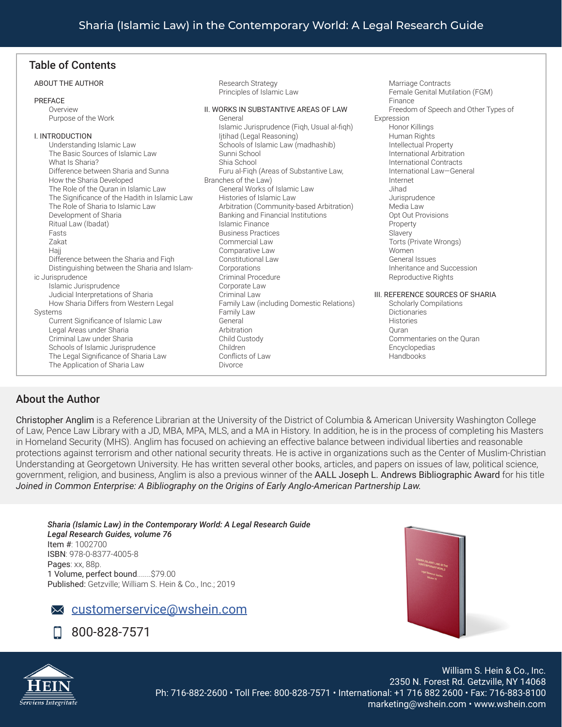# Sharia (Islamic Law) in the Contemporary World: A Legal Research Guide

## Table of Contents

ABOUT THE AUTHOR

PREFACE
- Overview
- Purpose of the Work

I. INTRODUCTION
- Understanding Islamic Law
- The Basic Sources of Islamic Law
- What Is Sharia?
- Difference between Sharia and Sunna
- How the Sharia Developed
- The Role of the Quran in Islamic Law
- The Significance of the Hadith in Islamic Law
- The Role of Sharia to Islamic Law
- Development of Sharia
- Ritual Law (Ibadat)
- Fasts
- Zakat
- Hajj
- Difference between the Sharia and Fiqh
- Distinguishing between the Sharia and Islamic Jurisprudence
- Islamic Jurisprudence
- Judicial Interpretations of Sharia
- How Sharia Differs from Western Legal Systems
- Current Significance of Islamic Law
- Legal Areas under Sharia
- Criminal Law under Sharia
- Schools of Islamic Jurisprudence
- The Legal Significance of Sharia Law
- The Application of Sharia Law
- Research Strategy
- Principles of Islamic Law

II. WORKS IN SUBSTANTIVE AREAS OF LAW
- General
- Islamic Jurisprudence (Fiqh, Usual al-fiqh)
- Ijtihad (Legal Reasoning)
- Schools of Islamic Law (madhashib)
- Sunni School
- Shia School
- Furu al-Fiqh (Areas of Substantive Law, Branches of the Law)
- General Works of Islamic Law
- Histories of Islamic Law
- Arbitration (Community-based Arbitration)
- Banking and Financial Institutions
- Islamic Finance
- Business Practices
- Commercial Law
- Comparative Law
- Constitutional Law
- Corporations
- Criminal Procedure
- Corporate Law
- Criminal Law
- Family Law (including Domestic Relations)
- Family Law
- General
- Arbitration
- Child Custody
- Children
- Conflicts of Law
- Divorce
- Marriage Contracts
- Female Genital Mutilation (FGM)
- Finance
- Freedom of Speech and Other Types of Expression
- Honor Killings
- Human Rights
- Intellectual Property
- International Arbitration
- International Contracts
- International Law—General
- Internet
- Jihad
- Jurisprudence
- Media Law
- Opt Out Provisions
- Property
- Slavery
- Torts (Private Wrongs)
- Women
- General Issues
- Inheritance and Succession
- Reproductive Rights

III. REFERENCE SOURCES OF SHARIA
- Scholarly Compilations
- Dictionaries
- Histories
- Quran
- Commentaries on the Quran
- Encyclopedias
- Handbooks

## About the Author

Christopher Anglim is a Reference Librarian at the University of the District of Columbia & American University Washington College of Law, Pence Law Library with a JD, MBA, MPA, MLS, and a MA in History. In addition, he is in the process of completing his Masters in Homeland Security (MHS). Anglim has focused on achieving an effective balance between individual liberties and reasonable protections against terrorism and other national security threats. He is active in organizations such as the Center of Muslim-Christian Understanding at Georgetown University. He has written several other books, articles, and papers on issues of law, political science, government, religion, and business, Anglim is also a previous winner of the AALL Joseph L. Andrews Bibliographic Award for his title *Joined in Common Enterprise: A Bibliography on the Origins of Early Anglo-American Partnership Law.*

***Sharia (Islamic Law) in the Contemporary World: A Legal Research Guide***
***Legal Research Guides, volume 76***
Item #: 1002700
ISBN: 978-0-8377-4005-8
Pages: xx, 88p.
1 Volume, perfect bound.......$79.00
Published: Getzville; William S. Hein & Co., Inc.; 2019

customerservice@wshein.com

800-828-7571

HEIN
Serviens Integritate

William S. Hein & Co., Inc.
2350 N. Forest Rd. Getzville, NY 14068
Ph: 716-882-2600 • Toll Free: 800-828-7571 • International: +1 716 882 2600 • Fax: 716-883-8100
marketing@wshein.com • www.wshein.com